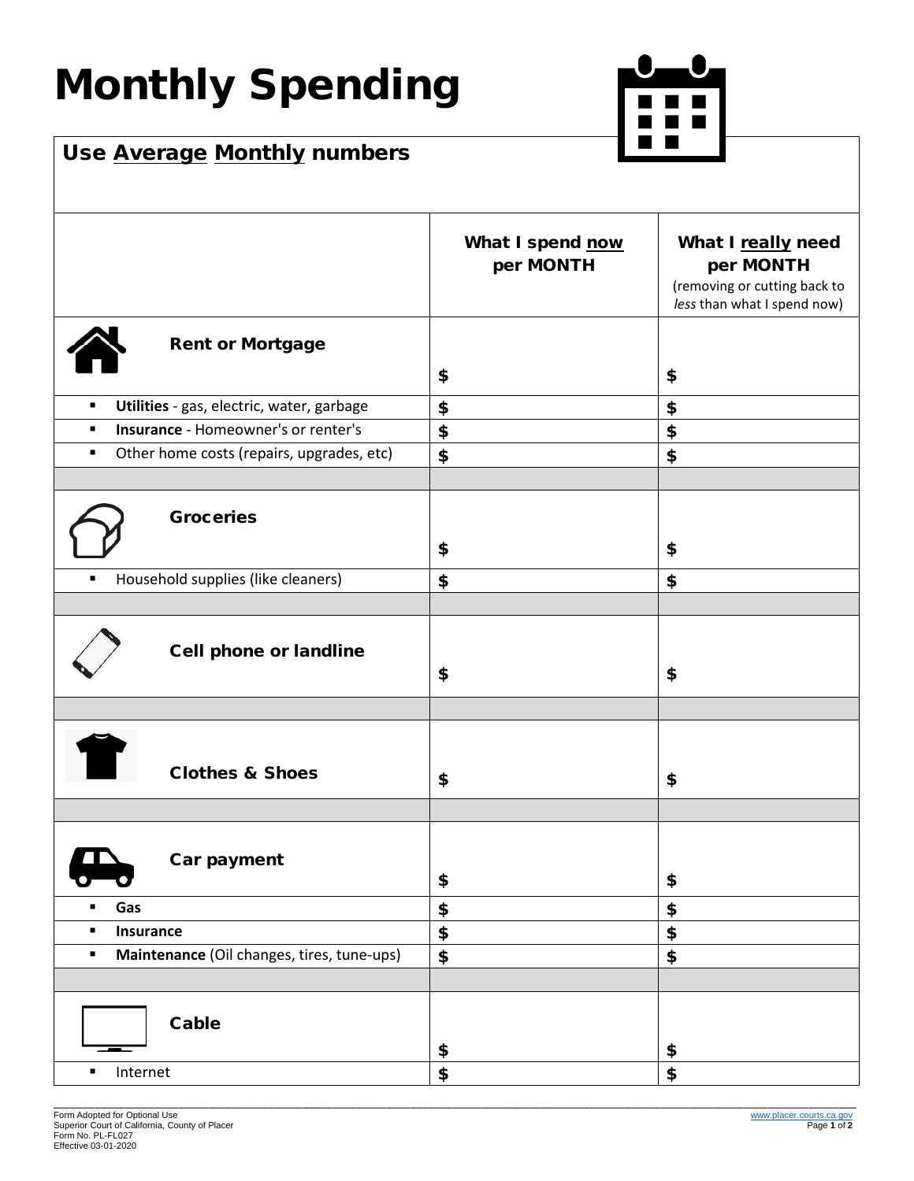# Monthly Spending

## Use Average Monthly numbers

| | What I spend now per MONTH | What I really need per MONTH (removing or cutting back to *less* than what I spend now) |
|---|---|---|
| **Rent or Mortgage** | $ | $ |
| ▪ **Utilities** - gas, electric, water, garbage | $ | $ |
| ▪ **Insurance** - Homeowner's or renter's | $ | $ |
| ▪ Other home costs (repairs, upgrades, etc) | $ | $ |
| | | |
| **Groceries** | $ | $ |
| ▪ Household supplies (like cleaners) | $ | $ |
| | | |
| **Cell phone or landline** | $ | $ |
| | | |
| **Clothes & Shoes** | $ | $ |
| | | |
| **Car payment** | $ | $ |
| ▪ **Gas** | $ | $ |
| ▪ **Insurance** | $ | $ |
| ▪ **Maintenance** (Oil changes, tires, tune-ups) | $ | $ |
| | | |
| **Cable** | $ | $ |
| ▪ Internet | $ | $ |

Form Adopted for Optional Use
Superior Court of California, County of Placer
Form No. PL-FL027
Effective 03-01-2020

www.placer.courts.ca.gov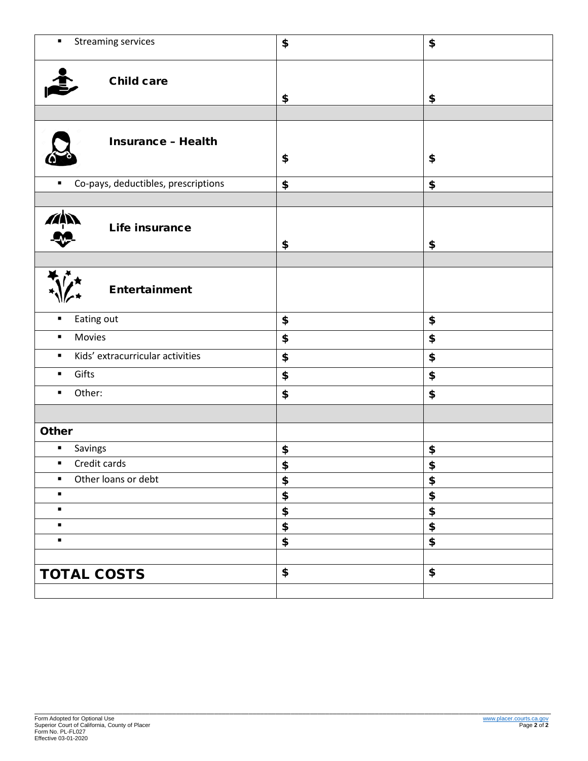| | | |
|---|---|---|
| ▪ Streaming services | $ | $ |
| **Child care** | $ | $ |
| | | |
| **Insurance – Health** | $ | $ |
| ▪ Co-pays, deductibles, prescriptions | $ | $ |
| | | |
| **Life insurance** | $ | $ |
| | | |
| **Entertainment** | | |
| ▪ Eating out | $ | $ |
| ▪ Movies | $ | $ |
| ▪ Kids' extracurricular activities | $ | $ |
| ▪ Gifts | $ | $ |
| ▪ Other: | $ | $ |
| | | |
| **Other** | | |
| ▪ Savings | $ | $ |
| ▪ Credit cards | $ | $ |
| ▪ Other loans or debt | $ | $ |
| ▪ | $ | $ |
| ▪ | $ | $ |
| ▪ | $ | $ |
| ▪ | $ | $ |
| | | |
| **TOTAL COSTS** | $ | $ |
| | | |

Form Adopted for Optional Use
Superior Court of California, County of Placer
Form No. PL-FL027
Effective 03-01-2020

www.placer.courts.ca.gov